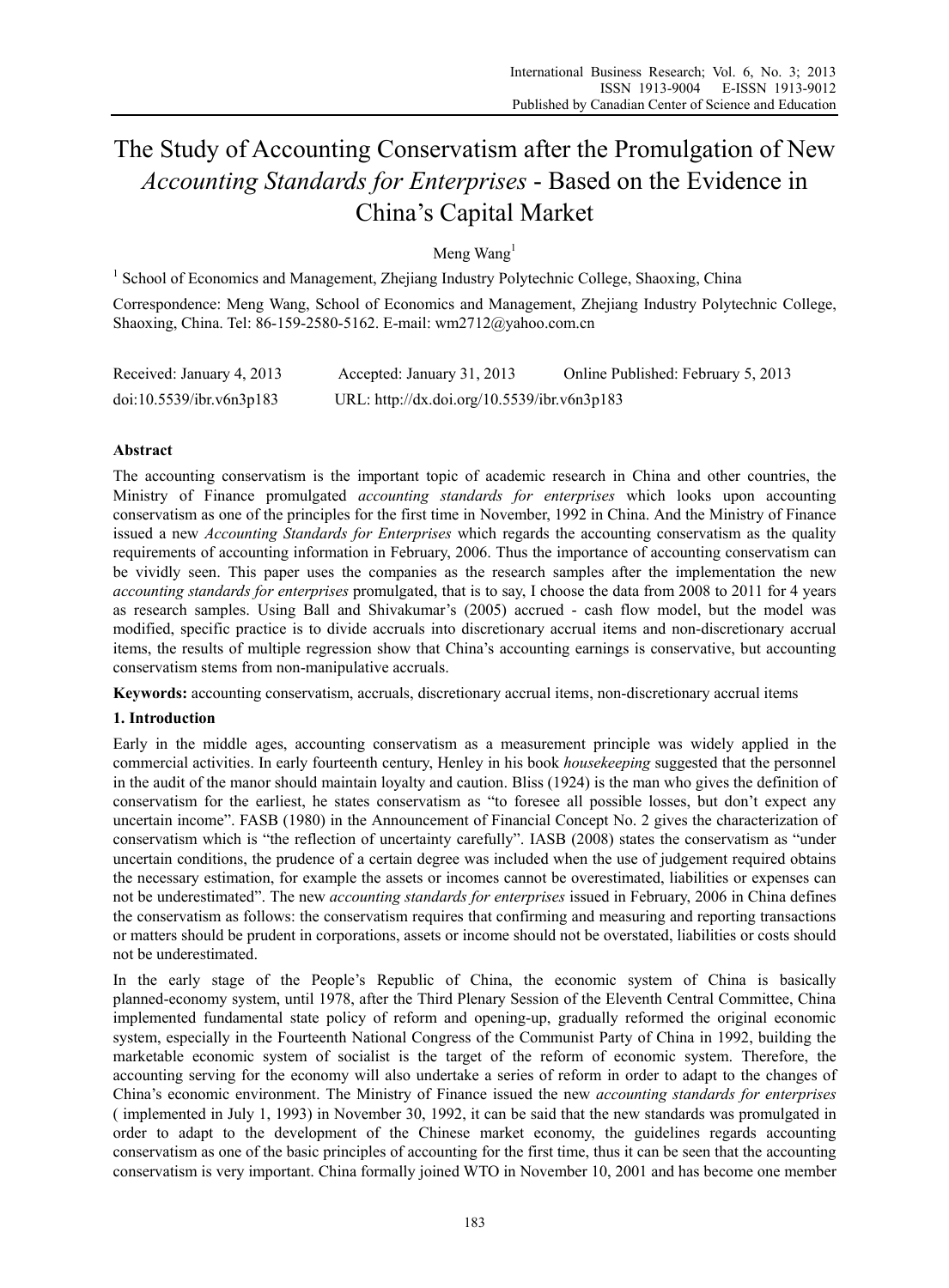# The Study of Accounting Conservatism after the Promulgation of New *Accounting Standards for Enterprises* - Based on the Evidence in China's Capital Market

Meng Wang[1]

[1] School of Economics and Management, Zhejiang Industry Polytechnic College, Shaoxing, China

Correspondence: Meng Wang, School of Economics and Management, Zhejiang Industry Polytechnic College, Shaoxing, China. Tel: 86-159-2580-5162. E-mail: wm2712@yahoo.com.cn

Received: January 4, 2013 Accepted: January 31, 2013 Online Published: February 5, 2013

doi:10.5539/ibr.v6n3p183 URL: http://dx.doi.org/10.5539/ibr.v6n3p183

## Abstract

The accounting conservatism is the important topic of academic research in China and other countries, the Ministry of Finance promulgated *accounting standards for enterprises* which looks upon accounting conservatism as one of the principles for the first time in November, 1992 in China. And the Ministry of Finance issued a new *Accounting Standards for Enterprises* which regards the accounting conservatism as the quality requirements of accounting information in February, 2006. Thus the importance of accounting conservatism can be vividly seen. This paper uses the companies as the research samples after the implementation the new *accounting standards for enterprises* promulgated, that is to say, I choose the data from 2008 to 2011 for 4 years as research samples. Using Ball and Shivakumar's (2005) accrued - cash flow model, but the model was modified, specific practice is to divide accruals into discretionary accrual items and non-discretionary accrual items, the results of multiple regression show that China's accounting earnings is conservative, but accounting conservatism stems from non-manipulative accruals.

**Keywords:** accounting conservatism, accruals, discretionary accrual items, non-discretionary accrual items

## 1. Introduction

Early in the middle ages, accounting conservatism as a measurement principle was widely applied in the commercial activities. In early fourteenth century, Henley in his book *housekeeping* suggested that the personnel in the audit of the manor should maintain loyalty and caution. Bliss (1924) is the man who gives the definition of conservatism for the earliest, he states conservatism as "to foresee all possible losses, but don't expect any uncertain income". FASB (1980) in the Announcement of Financial Concept No. 2 gives the characterization of conservatism which is "the reflection of uncertainty carefully". IASB (2008) states the conservatism as "under uncertain conditions, the prudence of a certain degree was included when the use of judgement required obtains the necessary estimation, for example the assets or incomes cannot be overestimated, liabilities or expenses can not be underestimated". The new *accounting standards for enterprises* issued in February, 2006 in China defines the conservatism as follows: the conservatism requires that confirming and measuring and reporting transactions or matters should be prudent in corporations, assets or income should not be overstated, liabilities or costs should not be underestimated.

In the early stage of the People's Republic of China, the economic system of China is basically planned-economy system, until 1978, after the Third Plenary Session of the Eleventh Central Committee, China implemented fundamental state policy of reform and opening-up, gradually reformed the original economic system, especially in the Fourteenth National Congress of the Communist Party of China in 1992, building the marketable economic system of socialist is the target of the reform of economic system. Therefore, the accounting serving for the economy will also undertake a series of reform in order to adapt to the changes of China's economic environment. The Ministry of Finance issued the new *accounting standards for enterprises* ( implemented in July 1, 1993) in November 30, 1992, it can be said that the new standards was promulgated in order to adapt to the development of the Chinese market economy, the guidelines regards accounting conservatism as one of the basic principles of accounting for the first time, thus it can be seen that the accounting conservatism is very important. China formally joined WTO in November 10, 2001 and has become one member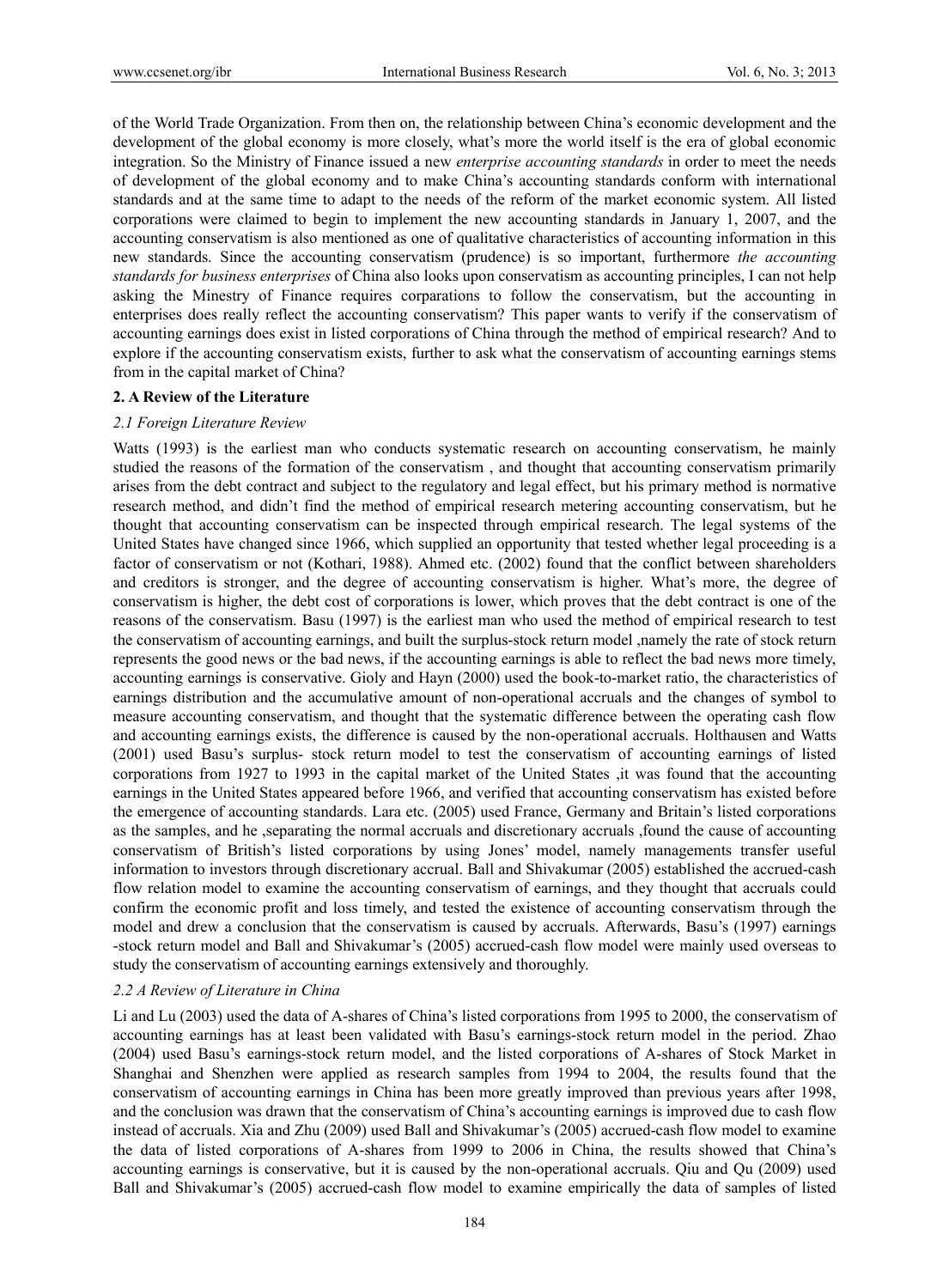of the World Trade Organization. From then on, the relationship between China's economic development and the development of the global economy is more closely, what's more the world itself is the era of global economic integration. So the Ministry of Finance issued a new *enterprise accounting standards* in order to meet the needs of development of the global economy and to make China's accounting standards conform with international standards and at the same time to adapt to the needs of the reform of the market economic system. All listed corporations were claimed to begin to implement the new accounting standards in January 1, 2007, and the accounting conservatism is also mentioned as one of qualitative characteristics of accounting information in this new standards. Since the accounting conservatism (prudence) is so important, furthermore *the accounting standards for business enterprises* of China also looks upon conservatism as accounting principles, I can not help asking the Minestry of Finance requires corparations to follow the conservatism, but the accounting in enterprises does really reflect the accounting conservatism? This paper wants to verify if the conservatism of accounting earnings does exist in listed corporations of China through the method of empirical research? And to explore if the accounting conservatism exists, further to ask what the conservatism of accounting earnings stems from in the capital market of China?

## 2. A Review of the Literature

### *2.1 Foreign Literature Review*

Watts (1993) is the earliest man who conducts systematic research on accounting conservatism, he mainly studied the reasons of the formation of the conservatism , and thought that accounting conservatism primarily arises from the debt contract and subject to the regulatory and legal effect, but his primary method is normative research method, and didn't find the method of empirical research metering accounting conservatism, but he thought that accounting conservatism can be inspected through empirical research. The legal systems of the United States have changed since 1966, which supplied an opportunity that tested whether legal proceeding is a factor of conservatism or not (Kothari, 1988). Ahmed etc. (2002) found that the conflict between shareholders and creditors is stronger, and the degree of accounting conservatism is higher. What's more, the degree of conservatism is higher, the debt cost of corporations is lower, which proves that the debt contract is one of the reasons of the conservatism. Basu (1997) is the earliest man who used the method of empirical research to test the conservatism of accounting earnings, and built the surplus-stock return model ,namely the rate of stock return represents the good news or the bad news, if the accounting earnings is able to reflect the bad news more timely, accounting earnings is conservative. Gioly and Hayn (2000) used the book-to-market ratio, the characteristics of earnings distribution and the accumulative amount of non-operational accruals and the changes of symbol to measure accounting conservatism, and thought that the systematic difference between the operating cash flow and accounting earnings exists, the difference is caused by the non-operational accruals. Holthausen and Watts (2001) used Basu's surplus- stock return model to test the conservatism of accounting earnings of listed corporations from 1927 to 1993 in the capital market of the United States ,it was found that the accounting earnings in the United States appeared before 1966, and verified that accounting conservatism has existed before the emergence of accounting standards. Lara etc. (2005) used France, Germany and Britain's listed corporations as the samples, and he ,separating the normal accruals and discretionary accruals ,found the cause of accounting conservatism of British's listed corporations by using Jones' model, namely managements transfer useful information to investors through discretionary accrual. Ball and Shivakumar (2005) established the accrued-cash flow relation model to examine the accounting conservatism of earnings, and they thought that accruals could confirm the economic profit and loss timely, and tested the existence of accounting conservatism through the model and drew a conclusion that the conservatism is caused by accruals. Afterwards, Basu's (1997) earnings -stock return model and Ball and Shivakumar's (2005) accrued-cash flow model were mainly used overseas to study the conservatism of accounting earnings extensively and thoroughly.

### *2.2 A Review of Literature in China*

Li and Lu (2003) used the data of A-shares of China's listed corporations from 1995 to 2000, the conservatism of accounting earnings has at least been validated with Basu's earnings-stock return model in the period. Zhao (2004) used Basu's earnings-stock return model, and the listed corporations of A-shares of Stock Market in Shanghai and Shenzhen were applied as research samples from 1994 to 2004, the results found that the conservatism of accounting earnings in China has been more greatly improved than previous years after 1998, and the conclusion was drawn that the conservatism of China's accounting earnings is improved due to cash flow instead of accruals. Xia and Zhu (2009) used Ball and Shivakumar's (2005) accrued-cash flow model to examine the data of listed corporations of A-shares from 1999 to 2006 in China, the results showed that China's accounting earnings is conservative, but it is caused by the non-operational accruals. Qiu and Qu (2009) used Ball and Shivakumar's (2005) accrued-cash flow model to examine empirically the data of samples of listed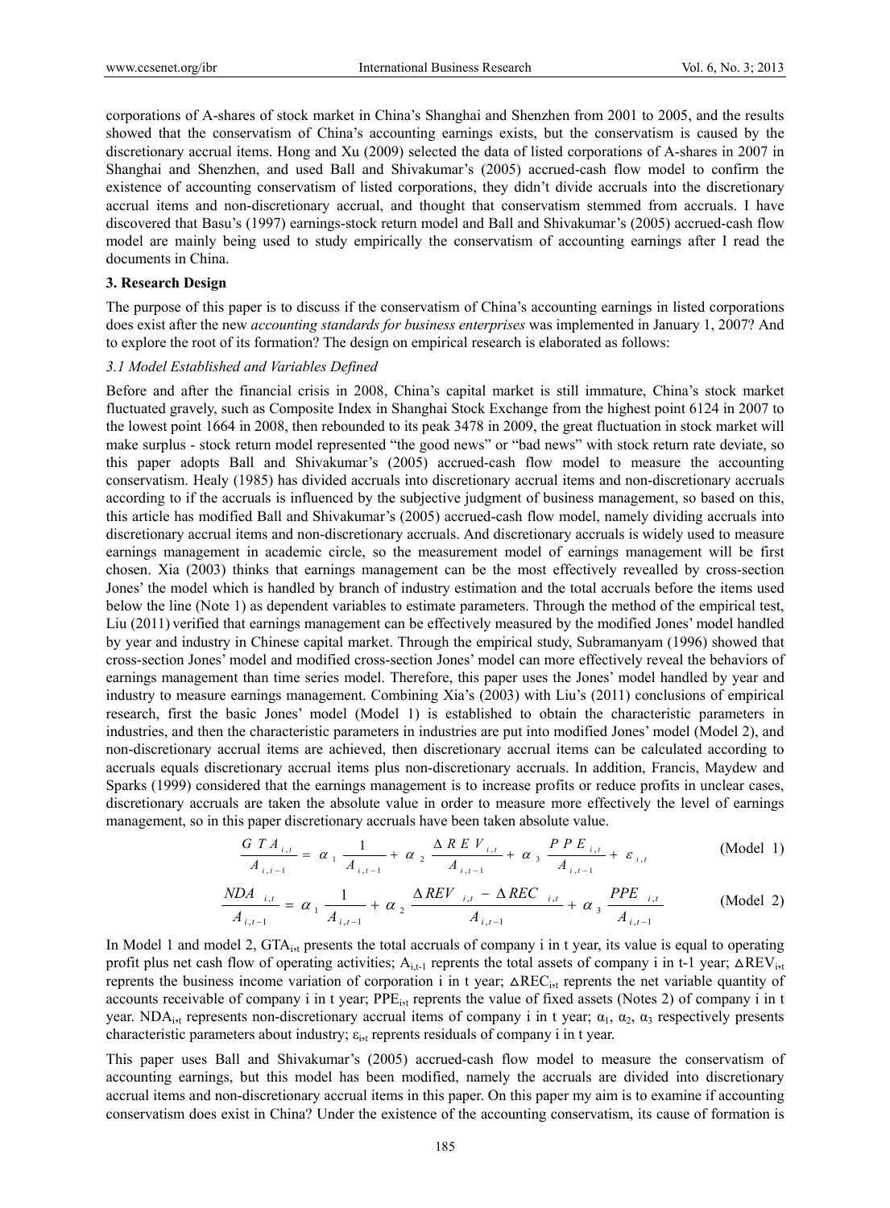corporations of A-shares of stock market in China's Shanghai and Shenzhen from 2001 to 2005, and the results showed that the conservatism of China's accounting earnings exists, but the conservatism is caused by the discretionary accrual items. Hong and Xu (2009) selected the data of listed corporations of A-shares in 2007 in Shanghai and Shenzhen, and used Ball and Shivakumar's (2005) accrued-cash flow model to confirm the existence of accounting conservatism of listed corporations, they didn't divide accruals into the discretionary accrual items and non-discretionary accrual, and thought that conservatism stemmed from accruals. I have discovered that Basu's (1997) earnings-stock return model and Ball and Shivakumar's (2005) accrued-cash flow model are mainly being used to study empirically the conservatism of accounting earnings after I read the documents in China.

## 3. Research Design

The purpose of this paper is to discuss if the conservatism of China's accounting earnings in listed corporations does exist after the new *accounting standards for business enterprises* was implemented in January 1, 2007? And to explore the root of its formation? The design on empirical research is elaborated as follows:

### *3.1 Model Established and Variables Defined*

Before and after the financial crisis in 2008, China's capital market is still immature, China's stock market fluctuated gravely, such as Composite Index in Shanghai Stock Exchange from the highest point 6124 in 2007 to the lowest point 1664 in 2008, then rebounded to its peak 3478 in 2009, the great fluctuation in stock market will make surplus - stock return model represented "the good news" or "bad news" with stock return rate deviate, so this paper adopts Ball and Shivakumar's (2005) accrued-cash flow model to measure the accounting conservatism. Healy (1985) has divided accruals into discretionary accrual items and non-discretionary accruals according to if the accruals is influenced by the subjective judgment of business management, so based on this, this article has modified Ball and Shivakumar's (2005) accrued-cash flow model, namely dividing accruals into discretionary accrual items and non-discretionary accruals. And discretionary accruals is widely used to measure earnings management in academic circle, so the measurement model of earnings management will be first chosen. Xia (2003) thinks that earnings management can be the most effectively revealled by cross-section Jones' the model which is handled by branch of industry estimation and the total accruals before the items used below the line (Note 1) as dependent variables to estimate parameters. Through the method of the empirical test, Liu (2011) verified that earnings management can be effectively measured by the modified Jones' model handled by year and industry in Chinese capital market. Through the empirical study, Subramanyam (1996) showed that cross-section Jones' model and modified cross-section Jones' model can more effectively reveal the behaviors of earnings management than time series model. Therefore, this paper uses the Jones' model handled by year and industry to measure earnings management. Combining Xia's (2003) with Liu's (2011) conclusions of empirical research, first the basic Jones' model (Model 1) is established to obtain the characteristic parameters in industries, and then the characteristic parameters in industries are put into modified Jones' model (Model 2), and non-discretionary accrual items are achieved, then discretionary accrual items can be calculated according to accruals equals discretionary accrual items plus non-discretionary accruals. In addition, Francis, Maydew and Sparks (1999) considered that the earnings management is to increase profits or reduce profits in unclear cases, discretionary accruals are taken the absolute value in order to measure more effectively the level of earnings management, so in this paper discretionary accruals have been taken absolute value.

$$\frac{GTA_{i,t}}{A_{i,t-1}} = \alpha_1 \frac{1}{A_{i,t-1}} + \alpha_2 \frac{\Delta REV_{i,t}}{A_{i,t-1}} + \alpha_3 \frac{PPE_{i,t}}{A_{i,t-1}} + \varepsilon_{i,t} \qquad \text{(Model 1)}$$

$$\frac{NDA_{i,t}}{A_{i,t-1}} = \alpha_1 \frac{1}{A_{i,t-1}} + \alpha_2 \frac{\Delta REV_{i,t} - \Delta REC_{i,t}}{A_{i,t-1}} + \alpha_3 \frac{PPE_{i,t}}{A_{i,t-1}} \qquad \text{(Model 2)}$$

In Model 1 and model 2, $GTA_{i,t}$ presents the total accruals of company i in t year, its value is equal to operating profit plus net cash flow of operating activities; $A_{i,t-1}$ reprents the total assets of company i in t-1 year; $\Delta REV_{i,t}$ reprents the business income variation of corporation i in t year; $\Delta REC_{i,t}$ reprents the net variable quantity of accounts receivable of company i in t year; $PPE_{i,t}$ reprents the value of fixed assets (Notes 2) of company i in t year. $NDA_{i,t}$ represents non-discretionary accrual items of company i in t year; $\alpha_1$, $\alpha_2$, $\alpha_3$ respectively presents characteristic parameters about industry; $\varepsilon_{i,t}$ reprents residuals of company i in t year.

This paper uses Ball and Shivakumar's (2005) accrued-cash flow model to measure the conservatism of accounting earnings, but this model has been modified, namely the accruals are divided into discretionary accrual items and non-discretionary accrual items in this paper. On this paper my aim is to examine if accounting conservatism does exist in China? Under the existence of the accounting conservatism, its cause of formation is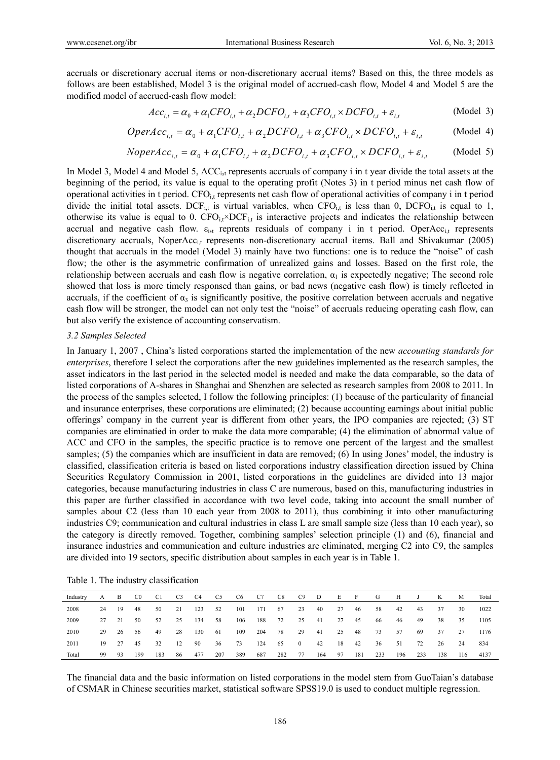accruals or discretionary accrual items or non-discretionary accrual items? Based on this, the three models as follows are been established, Model 3 is the original model of accrued-cash flow, Model 4 and Model 5 are the modified model of accrued-cash flow model:

$$Acc_{i,t} = \alpha_0 + \alpha_1 CFO_{i,t} + \alpha_2 DCFO_{i,t} + \alpha_3 CFO_{i,t} \times DCFO_{i,t} + \varepsilon_{i,t} \quad \text{(Model 3)}$$

$$OperAcc_{i,t} = \alpha_0 + \alpha_1 CFO_{i,t} + \alpha_2 DCFO_{i,t} + \alpha_3 CFO_{i,t} \times DCFO_{i,t} + \varepsilon_{i,t} \quad \text{(Model 4)}$$

$$NoperAcc_{i,t} = \alpha_0 + \alpha_1 CFO_{i,t} + \alpha_2 DCFO_{i,t} + \alpha_3 CFO_{i,t} \times DCFO_{i,t} + \varepsilon_{i,t} \quad \text{(Model 5)}$$

In Model 3, Model 4 and Model 5, $ACC_{i,t}$ represents accruals of company i in t year divide the total assets at the beginning of the period, its value is equal to the operating profit (Notes 3) in t period minus net cash flow of operational activities in t period. $CFO_{i,t}$ represents net cash flow of operational activities of company i in t period divide the initial total assets. $DCF_{i,t}$ is virtual variables, when $CFO_{i,t}$ is less than 0, $DCFO_{i,t}$ is equal to 1, otherwise its value is equal to 0. $CFO_{i,t} \times DCF_{i,t}$ is interactive projects and indicates the relationship between accrual and negative cash flow. $\varepsilon_{i,t}$ reprents residuals of company i in t period. $OperAcc_{i,t}$ represents discretionary accruals, $NoperAcc_{i,t}$ represents non-discretionary accrual items. Ball and Shivakumar (2005) thought that accruals in the model (Model 3) mainly have two functions: one is to reduce the "noise" of cash flow; the other is the asymmetric confirmation of unrealized gains and losses. Based on the first role, the relationship between accruals and cash flow is negative correlation, $\alpha_1$ is expectedly negative; The second role showed that loss is more timely responsed than gains, or bad news (negative cash flow) is timely reflected in accruals, if the coefficient of $\alpha_3$ is significantly positive, the positive correlation between accruals and negative cash flow will be stronger, the model can not only test the "noise" of accruals reducing operating cash flow, can but also verify the existence of accounting conservatism.

### 3.2 Samples Selected

In January 1, 2007 , China's listed corporations started the implementation of the new *accounting standards for enterprises*, therefore I select the corporations after the new guidelines implemented as the research samples, the asset indicators in the last period in the selected model is needed and make the data comparable, so the data of listed corporations of A-shares in Shanghai and Shenzhen are selected as research samples from 2008 to 2011. In the process of the samples selected, I follow the following principles: (1) because of the particularity of financial and insurance enterprises, these corporations are eliminated; (2) because accounting earnings about initial public offerings' company in the current year is different from other years, the IPO companies are rejected; (3) ST companies are eliminatied in order to make the data more comparable; (4) the elimination of abnormal value of ACC and CFO in the samples, the specific practice is to remove one percent of the largest and the smallest samples; (5) the companies which are insufficient in data are removed; (6) In using Jones' model, the industry is classified, classification criteria is based on listed corporations industry classification direction issued by China Securities Regulatory Commission in 2001, listed corporations in the guidelines are divided into 13 major categories, because manufacturing industries in class C are numerous, based on this, manufacturing industries in this paper are further classified in accordance with two level code, taking into account the small number of samples about C2 (less than 10 each year from 2008 to 2011), thus combining it into other manufacturing industries C9; communication and cultural industries in class L are small sample size (less than 10 each year), so the category is directly removed. Together, combining samples' selection principle (1) and (6), financial and insurance industries and communication and culture industries are eliminated, merging C2 into C9, the samples are divided into 19 sectors, specific distribution about samples in each year is in Table 1.

Table 1. The industry classification

| Industry | A | B | C0 | C1 | C3 | C4 | C5 | C6 | C7 | C8 | C9 | D | E | F | G | H | J | K | M | Total |
|---|---|---|---|---|---|---|---|---|---|---|---|---|---|---|---|---|---|---|---|---|
| 2008 | 24 | 19 | 48 | 50 | 21 | 123 | 52 | 101 | 171 | 67 | 23 | 40 | 27 | 46 | 58 | 42 | 43 | 37 | 30 | 1022 |
| 2009 | 27 | 21 | 50 | 52 | 25 | 134 | 58 | 106 | 188 | 72 | 25 | 41 | 27 | 45 | 66 | 46 | 49 | 38 | 35 | 1105 |
| 2010 | 29 | 26 | 56 | 49 | 28 | 130 | 61 | 109 | 204 | 78 | 29 | 41 | 25 | 48 | 73 | 57 | 69 | 37 | 27 | 1176 |
| 2011 | 19 | 27 | 45 | 32 | 12 | 90 | 36 | 73 | 124 | 65 | 0 | 42 | 18 | 42 | 36 | 51 | 72 | 26 | 24 | 834 |
| Total | 99 | 93 | 199 | 183 | 86 | 477 | 207 | 389 | 687 | 282 | 77 | 164 | 97 | 181 | 233 | 196 | 233 | 138 | 116 | 4137 |

The financial data and the basic information on listed corporations in the model stem from GuoTaian's database of CSMAR in Chinese securities market, statistical software SPSS19.0 is used to conduct multiple regression.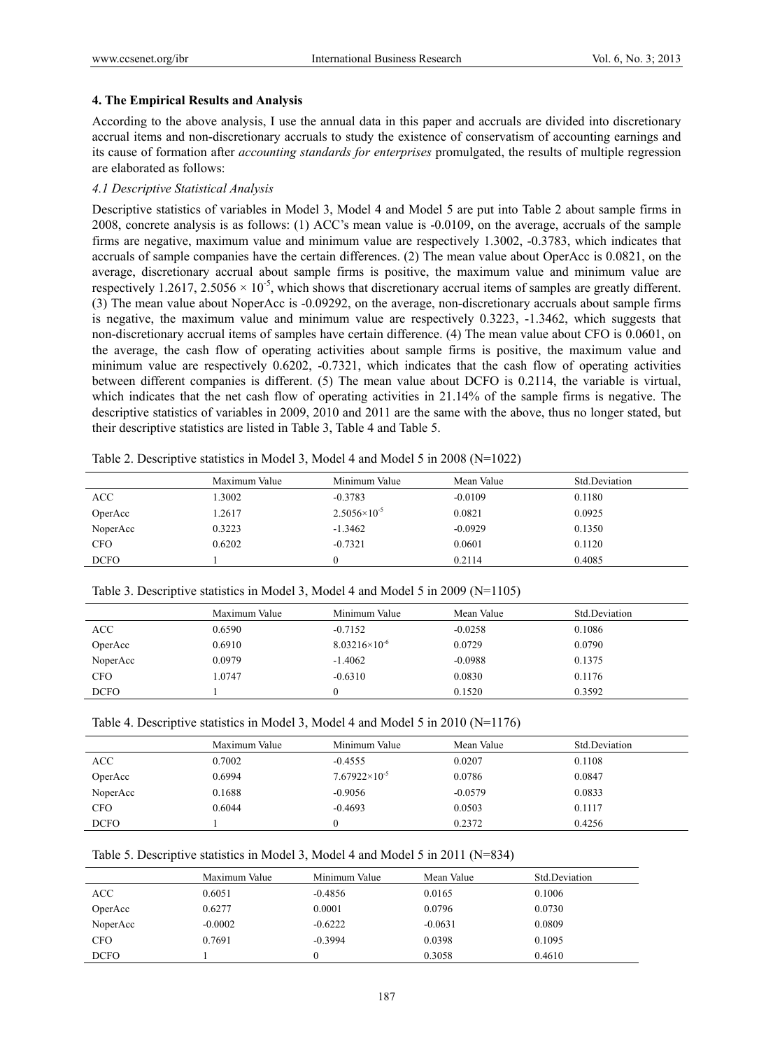## 4. The Empirical Results and Analysis

According to the above analysis, I use the annual data in this paper and accruals are divided into discretionary accrual items and non-discretionary accruals to study the existence of conservatism of accounting earnings and its cause of formation after *accounting standards for enterprises* promulgated, the results of multiple regression are elaborated as follows:

### *4.1 Descriptive Statistical Analysis*

Descriptive statistics of variables in Model 3, Model 4 and Model 5 are put into Table 2 about sample firms in 2008, concrete analysis is as follows: (1) ACC's mean value is -0.0109, on the average, accruals of the sample firms are negative, maximum value and minimum value are respectively 1.3002, -0.3783, which indicates that accruals of sample companies have the certain differences. (2) The mean value about OperAcc is 0.0821, on the average, discretionary accrual about sample firms is positive, the maximum value and minimum value are respectively 1.2617, $2.5056 \times 10^{-5}$, which shows that discretionary accrual items of samples are greatly different. (3) The mean value about NoperAcc is -0.09292, on the average, non-discretionary accruals about sample firms is negative, the maximum value and minimum value are respectively 0.3223, -1.3462, which suggests that non-discretionary accrual items of samples have certain difference. (4) The mean value about CFO is 0.0601, on the average, the cash flow of operating activities about sample firms is positive, the maximum value and minimum value are respectively 0.6202, -0.7321, which indicates that the cash flow of operating activities between different companies is different. (5) The mean value about DCFO is 0.2114, the variable is virtual, which indicates that the net cash flow of operating activities in 21.14% of the sample firms is negative. The descriptive statistics of variables in 2009, 2010 and 2011 are the same with the above, thus no longer stated, but their descriptive statistics are listed in Table 3, Table 4 and Table 5.

Table 2. Descriptive statistics in Model 3, Model 4 and Model 5 in 2008 (N=1022)

| | Maximum Value | Minimum Value | Mean Value | Std.Deviation |
|---|---|---|---|---|
| ACC | 1.3002 | -0.3783 | -0.0109 | 0.1180 |
| OperAcc | 1.2617 | $2.5056 \times 10^{-5}$ | 0.0821 | 0.0925 |
| NoperAcc | 0.3223 | -1.3462 | -0.0929 | 0.1350 |
| CFO | 0.6202 | -0.7321 | 0.0601 | 0.1120 |
| DCFO | 1 | 0 | 0.2114 | 0.4085 |

Table 3. Descriptive statistics in Model 3, Model 4 and Model 5 in 2009 (N=1105)

| | Maximum Value | Minimum Value | Mean Value | Std.Deviation |
|---|---|---|---|---|
| ACC | 0.6590 | -0.7152 | -0.0258 | 0.1086 |
| OperAcc | 0.6910 | $8.03216 \times 10^{-6}$ | 0.0729 | 0.0790 |
| NoperAcc | 0.0979 | -1.4062 | -0.0988 | 0.1375 |
| CFO | 1.0747 | -0.6310 | 0.0830 | 0.1176 |
| DCFO | 1 | 0 | 0.1520 | 0.3592 |

Table 4. Descriptive statistics in Model 3, Model 4 and Model 5 in 2010 (N=1176)

| | Maximum Value | Minimum Value | Mean Value | Std.Deviation |
|---|---|---|---|---|
| ACC | 0.7002 | -0.4555 | 0.0207 | 0.1108 |
| OperAcc | 0.6994 | $7.67922 \times 10^{-5}$ | 0.0786 | 0.0847 |
| NoperAcc | 0.1688 | -0.9056 | -0.0579 | 0.0833 |
| CFO | 0.6044 | -0.4693 | 0.0503 | 0.1117 |
| DCFO | 1 | 0 | 0.2372 | 0.4256 |

Table 5. Descriptive statistics in Model 3, Model 4 and Model 5 in 2011 (N=834)

| | Maximum Value | Minimum Value | Mean Value | Std.Deviation |
|---|---|---|---|---|
| ACC | 0.6051 | -0.4856 | 0.0165 | 0.1006 |
| OperAcc | 0.6277 | 0.0001 | 0.0796 | 0.0730 |
| NoperAcc | -0.0002 | -0.6222 | -0.0631 | 0.0809 |
| CFO | 0.7691 | -0.3994 | 0.0398 | 0.1095 |
| DCFO | 1 | 0 | 0.3058 | 0.4610 |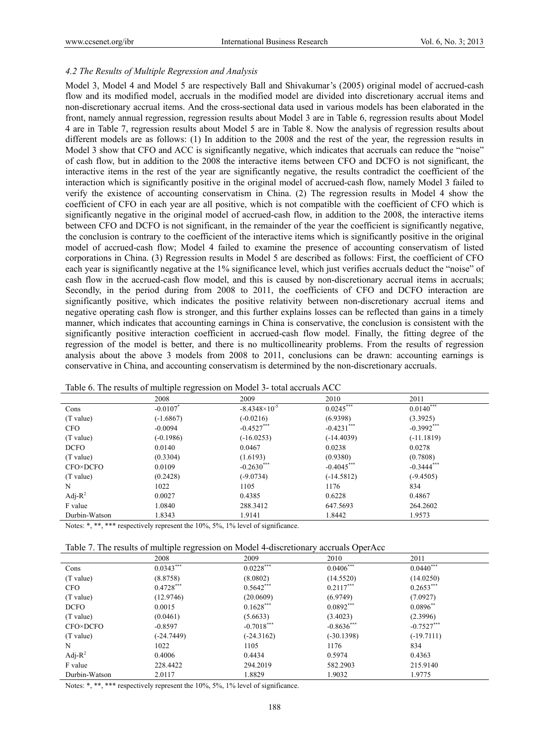### *4.2 The Results of Multiple Regression and Analysis*

Model 3, Model 4 and Model 5 are respectively Ball and Shivakumar's (2005) original model of accrued-cash flow and its modified model, accruals in the modified model are divided into discretionary accrual items and non-discretionary accrual items. And the cross-sectional data used in various models has been elaborated in the front, namely annual regression, regression results about Model 3 are in Table 6, regression results about Model 4 are in Table 7, regression results about Model 5 are in Table 8. Now the analysis of regression results about different models are as follows: (1) In addition to the 2008 and the rest of the year, the regression results in Model 3 show that CFO and ACC is significantly negative, which indicates that accruals can reduce the "noise" of cash flow, but in addition to the 2008 the interactive items between CFO and DCFO is not significant, the interactive items in the rest of the year are significantly negative, the results contradict the coefficient of the interaction which is significantly positive in the original model of accrued-cash flow, namely Model 3 failed to verify the existence of accounting conservatism in China. (2) The regression results in Model 4 show the coefficient of CFO in each year are all positive, which is not compatible with the coefficient of CFO which is significantly negative in the original model of accrued-cash flow, in addition to the 2008, the interactive items between CFO and DCFO is not significant, in the remainder of the year the coefficient is significantly negative, the conclusion is contrary to the coefficient of the interactive items which is significantly positive in the original model of accrued-cash flow; Model 4 failed to examine the presence of accounting conservatism of listed corporations in China. (3) Regression results in Model 5 are described as follows: First, the coefficient of CFO each year is significantly negative at the 1% significance level, which just verifies accruals deduct the "noise" of cash flow in the accrued-cash flow model, and this is caused by non-discretionary accrual items in accruals; Secondly, in the period during from 2008 to 2011, the coefficients of CFO and DCFO interaction are significantly positive, which indicates the positive relativity between non-discretionary accrual items and negative operating cash flow is stronger, and this further explains losses can be reflected than gains in a timely manner, which indicates that accounting earnings in China is conservative, the conclusion is consistent with the significantly positive interaction coefficient in accrued-cash flow model. Finally, the fitting degree of the regression of the model is better, and there is no multicollinearity problems. From the results of regression analysis about the above 3 models from 2008 to 2011, conclusions can be drawn: accounting earnings is conservative in China, and accounting conservatism is determined by the non-discretionary accruals.

Table 6. The results of multiple regression on Model 3- total accruals ACC

| | 2008 | 2009 | 2010 | 2011 |
|---|---|---|---|---|
| Cons | -0.0107* | $-8.4348\times10^{-5}$ | 0.0245*** | 0.0140*** |
| (T value) | (-1.6867) | (-0.0216) | (6.9398) | (3.3925) |
| CFO | -0.0094 | -0.4527*** | -0.4231*** | -0.3992*** |
| (T value) | (-0.1986) | (-16.0253) | (-14.4039) | (-11.1819) |
| DCFO | 0.0140 | 0.0467 | 0.0238 | 0.0278 |
| (T value) | (0.3304) | (1.6193) | (0.9380) | (0.7808) |
| CFO×DCFO | 0.0109 | -0.2630*** | -0.4045*** | -0.3444*** |
| (T value) | (0.2428) | (-9.0734) | (-14.5812) | (-9.4505) |
| N | 1022 | 1105 | 1176 | 834 |
| Adj-$R^2$ | 0.0027 | 0.4385 | 0.6228 | 0.4867 |
| F value | 1.0840 | 288.3412 | 647.5693 | 264.2602 |
| Durbin-Watson | 1.8343 | 1.9141 | 1.8442 | 1.9573 |

Notes: *, **, *** respectively represent the 10%, 5%, 1% level of significance.

Table 7. The results of multiple regression on Model 4-discretionary accruals OperAcc

| | 2008 | 2009 | 2010 | 2011 |
|---|---|---|---|---|
| Cons | 0.0343*** | 0.0228*** | 0.0406*** | 0.0440*** |
| (T value) | (8.8758) | (8.0802) | (14.5520) | (14.0250) |
| CFO | 0.4728*** | 0.5642*** | 0.2117*** | 0.2653*** |
| (T value) | (12.9746) | (20.0609) | (6.9749) | (7.0927) |
| DCFO | 0.0015 | 0.1628*** | 0.0892*** | 0.0896** |
| (T value) | (0.0461) | (5.6633) | (3.4023) | (2.3996) |
| CFO×DCFO | -0.8597 | -0.7018*** | -0.8636*** | -0.7527*** |
| (T value) | (-24.7449) | (-24.3162) | (-30.1398) | (-19.7111) |
| N | 1022 | 1105 | 1176 | 834 |
| Adj-$R^2$ | 0.4006 | 0.4434 | 0.5974 | 0.4363 |
| F value | 228.4422 | 294.2019 | 582.2903 | 215.9140 |
| Durbin-Watson | 2.0117 | 1.8829 | 1.9032 | 1.9775 |

Notes: *, **, *** respectively represent the 10%, 5%, 1% level of significance.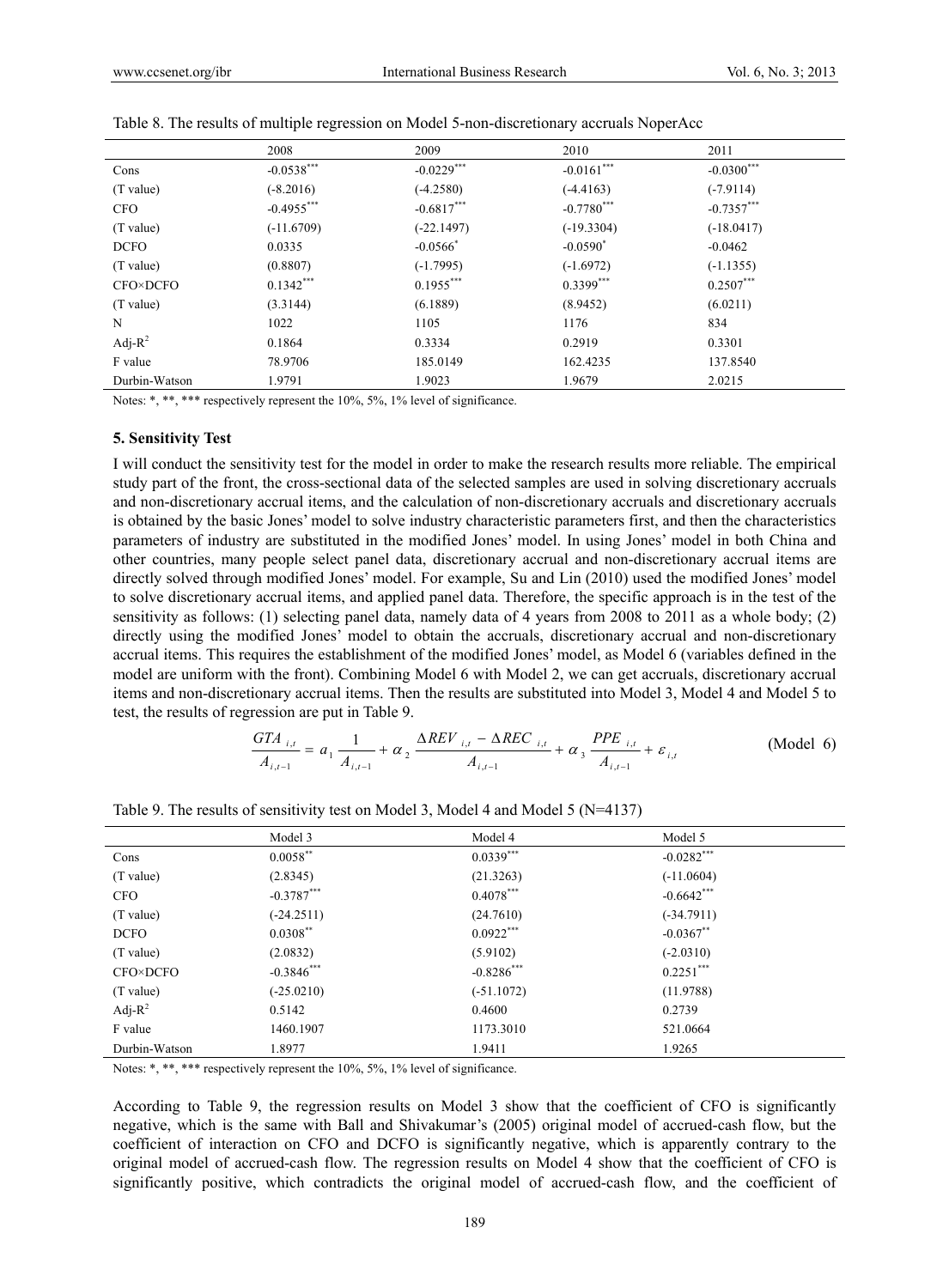Table 8. The results of multiple regression on Model 5-non-discretionary accruals NoperAcc

| | 2008 | 2009 | 2010 | 2011 |
|---|---|---|---|---|
| Cons | -0.0538*** | -0.0229*** | -0.0161*** | -0.0300*** |
| (T value) | (-8.2016) | (-4.2580) | (-4.4163) | (-7.9114) |
| CFO | -0.4955*** | -0.6817*** | -0.7780*** | -0.7357*** |
| (T value) | (-11.6709) | (-22.1497) | (-19.3304) | (-18.0417) |
| DCFO | 0.0335 | -0.0566* | -0.0590* | -0.0462 |
| (T value) | (0.8807) | (-1.7995) | (-1.6972) | (-1.1355) |
| CFO×DCFO | 0.1342*** | 0.1955*** | 0.3399*** | 0.2507*** |
| (T value) | (3.3144) | (6.1889) | (8.9452) | (6.0211) |
| N | 1022 | 1105 | 1176 | 834 |
| Adj-$R^2$ | 0.1864 | 0.3334 | 0.2919 | 0.3301 |
| F value | 78.9706 | 185.0149 | 162.4235 | 137.8540 |
| Durbin-Watson | 1.9791 | 1.9023 | 1.9679 | 2.0215 |

Notes: *, **, *** respectively represent the 10%, 5%, 1% level of significance.

## 5. Sensitivity Test

I will conduct the sensitivity test for the model in order to make the research results more reliable. The empirical study part of the front, the cross-sectional data of the selected samples are used in solving discretionary accruals and non-discretionary accrual items, and the calculation of non-discretionary accruals and discretionary accruals is obtained by the basic Jones' model to solve industry characteristic parameters first, and then the characteristics parameters of industry are substituted in the modified Jones' model. In using Jones' model in both China and other countries, many people select panel data, discretionary accrual and non-discretionary accrual items are directly solved through modified Jones' model. For example, Su and Lin (2010) used the modified Jones' model to solve discretionary accrual items, and applied panel data. Therefore, the specific approach is in the test of the sensitivity as follows: (1) selecting panel data, namely data of 4 years from 2008 to 2011 as a whole body; (2) directly using the modified Jones' model to obtain the accruals, discretionary accrual and non-discretionary accrual items. This requires the establishment of the modified Jones' model, as Model 6 (variables defined in the model are uniform with the front). Combining Model 6 with Model 2, we can get accruals, discretionary accrual items and non-discretionary accrual items. Then the results are substituted into Model 3, Model 4 and Model 5 to test, the results of regression are put in Table 9.

$$\frac{GTA_{i,t}}{A_{i,t-1}} = a_1 \frac{1}{A_{i,t-1}} + \alpha_2 \frac{\Delta REV_{i,t} - \Delta REC_{i,t}}{A_{i,t-1}} + \alpha_3 \frac{PPE_{i,t}}{A_{i,t-1}} + \varepsilon_{i,t} \qquad \text{(Model 6)}$$

Table 9. The results of sensitivity test on Model 3, Model 4 and Model 5 (N=4137)

| | Model 3 | Model 4 | Model 5 |
|---|---|---|---|
| Cons | 0.0058** | 0.0339*** | -0.0282*** |
| (T value) | (2.8345) | (21.3263) | (-11.0604) |
| CFO | -0.3787*** | 0.4078*** | -0.6642*** |
| (T value) | (-24.2511) | (24.7610) | (-34.7911) |
| DCFO | 0.0308** | 0.0922*** | -0.0367** |
| (T value) | (2.0832) | (5.9102) | (-2.0310) |
| CFO×DCFO | -0.3846*** | -0.8286*** | 0.2251*** |
| (T value) | (-25.0210) | (-51.1072) | (11.9788) |
| Adj-$R^2$ | 0.5142 | 0.4600 | 0.2739 |
| F value | 1460.1907 | 1173.3010 | 521.0664 |
| Durbin-Watson | 1.8977 | 1.9411 | 1.9265 |

Notes: *, **, *** respectively represent the 10%, 5%, 1% level of significance.

According to Table 9, the regression results on Model 3 show that the coefficient of CFO is significantly negative, which is the same with Ball and Shivakumar's (2005) original model of accrued-cash flow, but the coefficient of interaction on CFO and DCFO is significantly negative, which is apparently contrary to the original model of accrued-cash flow. The regression results on Model 4 show that the coefficient of CFO is significantly positive, which contradicts the original model of accrued-cash flow, and the coefficient of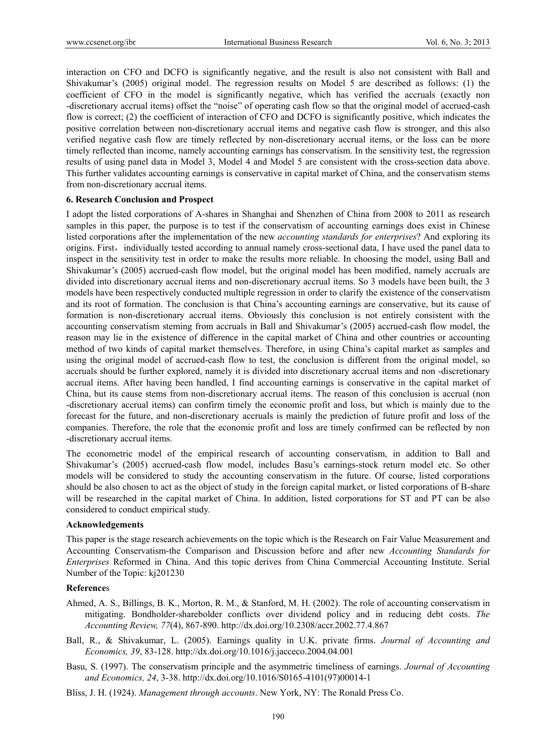interaction on CFO and DCFO is significantly negative, and the result is also not consistent with Ball and Shivakumar's (2005) original model. The regression results on Model 5 are described as follows: (1) the coefficient of CFO in the model is significantly negative, which has verified the accruals (exactly non -discretionary accrual items) offset the "noise" of operating cash flow so that the original model of accrued-cash flow is correct; (2) the coefficient of interaction of CFO and DCFO is significantly positive, which indicates the positive correlation between non-discretionary accrual items and negative cash flow is stronger, and this also verified negative cash flow are timely reflected by non-discretionary accrual items, or the loss can be more timely reflected than income, namely accounting earnings has conservatism. In the sensitivity test, the regression results of using panel data in Model 3, Model 4 and Model 5 are consistent with the cross-section data above. This further validates accounting earnings is conservative in capital market of China, and the conservatism stems from non-discretionary accrual items.

## 6. Research Conclusion and Prospect

I adopt the listed corporations of A-shares in Shanghai and Shenzhen of China from 2008 to 2011 as research samples in this paper, the purpose is to test if the conservatism of accounting earnings does exist in Chinese listed corporations after the implementation of the new *accounting standards for enterprises*? And exploring its origins. First，individually tested according to annual namely cross-sectional data, I have used the panel data to inspect in the sensitivity test in order to make the results more reliable. In choosing the model, using Ball and Shivakumar's (2005) accrued-cash flow model, but the original model has been modified, namely accruals are divided into discretionary accrual items and non-discretionary accrual items. So 3 models have been built, the 3 models have been respectively conducted multiple regression in order to clarify the existence of the conservatism and its root of formation. The conclusion is that China's accounting earnings are conservative, but its cause of formation is non-discretionary accrual items. Obviously this conclusion is not entirely consistent with the accounting conservatism steming from accruals in Ball and Shivakumar's (2005) accrued-cash flow model, the reason may lie in the existence of difference in the capital market of China and other countries or accounting method of two kinds of capital market themselves. Therefore, in using China's capital market as samples and using the original model of accrued-cash flow to test, the conclusion is different from the original model, so accruals should be further explored, namely it is divided into discretionary accrual items and non -discretionary accrual items. After having been handled, I find accounting earnings is conservative in the capital market of China, but its cause stems from non-discretionary accrual items. The reason of this conclusion is accrual (non -discretionary accrual items) can confirm timely the economic profit and loss, but which is mainly due to the forecast for the future, and non-discretionary accruals is mainly the prediction of future profit and loss of the companies. Therefore, the role that the economic profit and loss are timely confirmed can be reflected by non -discretionary accrual items.

The econometric model of the empirical research of accounting conservatism, in addition to Ball and Shivakumar's (2005) accrued-cash flow model, includes Basu's earnings-stock return model etc. So other models will be considered to study the accounting conservatism in the future. Of course, listed corporations should be also chosen to act as the object of study in the foreign capital market, or listed corporations of B-share will be researched in the capital market of China. In addition, listed corporations for ST and PT can be also considered to conduct empirical study.

## Acknowledgements

This paper is the stage research achievements on the topic which is the Research on Fair Value Measurement and Accounting Conservatism-the Comparison and Discussion before and after new *Accounting Standards for Enterprises* Reformed in China. And this topic derives from China Commercial Accounting Institute. Serial Number of the Topic: kj201230

## References

Ahmed, A. S., Billings, B. K., Morton, R. M., & Stanford, M. H. (2002). The role of accounting conservatism in mitigating. Bondholder-sharebolder conflicts over dividend policy and in reducing debt costs. *The Accounting Review, 77*(4), 867-890. http://dx.doi.org/10.2308/accr.2002.77.4.867

Ball, R., & Shivakumar, L. (2005). Earnings quality in U.K. private firms. *Journal of Accounting and Economics, 39*, 83-128. http://dx.doi.org/10.1016/j.jacceco.2004.04.001

Basu, S. (1997). The conservatism principle and the asymmetric timeliness of earnings. *Journal of Accounting and Economics, 24*, 3-38. http://dx.doi.org/10.1016/S0165-4101(97)00014-1

Bliss, J. H. (1924). *Management through accounts*. New York, NY: The Ronald Press Co.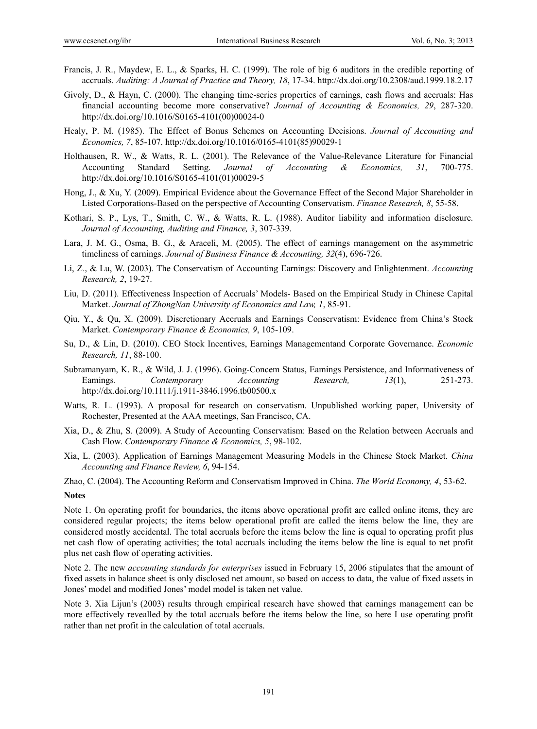Francis, J. R., Maydew, E. L., & Sparks, H. C. (1999). The role of big 6 auditors in the credible reporting of accruals. *Auditing: A Journal of Practice and Theory, 18*, 17-34. http://dx.doi.org/10.2308/aud.1999.18.2.17

Givoly, D., & Hayn, C. (2000). The changing time-series properties of earnings, cash flows and accruals: Has financial accounting become more conservative? *Journal of Accounting & Economics, 29*, 287-320. http://dx.doi.org/10.1016/S0165-4101(00)00024-0

Healy, P. M. (1985). The Effect of Bonus Schemes on Accounting Decisions. *Journal of Accounting and Economics, 7*, 85-107. http://dx.doi.org/10.1016/0165-4101(85)90029-1

Holthausen, R. W., & Watts, R. L. (2001). The Relevance of the Value-Relevance Literature for Financial Accounting Standard Setting. *Journal of Accounting & Economics, 31*, 700-775. http://dx.doi.org/10.1016/S0165-4101(01)00029-5

Hong, J., & Xu, Y. (2009). Empirical Evidence about the Governance Effect of the Second Major Shareholder in Listed Corporations-Based on the perspective of Accounting Conservatism. *Finance Research, 8*, 55-58.

Kothari, S. P., Lys, T., Smith, C. W., & Watts, R. L. (1988). Auditor liability and information disclosure. *Journal of Accounting, Auditing and Finance, 3*, 307-339.

Lara, J. M. G., Osma, B. G., & Araceli, M. (2005). The effect of earnings management on the asymmetric timeliness of earnings. *Journal of Business Finance & Accounting, 32*(4), 696-726.

Li, Z., & Lu, W. (2003). The Conservatism of Accounting Earnings: Discovery and Enlightenment. *Accounting Research, 2*, 19-27.

Liu, D. (2011). Effectiveness Inspection of Accruals' Models- Based on the Empirical Study in Chinese Capital Market. *Journal of ZhongNan University of Economics and Law, 1*, 85-91.

Qiu, Y., & Qu, X. (2009). Discretionary Accruals and Earnings Conservatism: Evidence from China's Stock Market. *Contemporary Finance & Economics, 9*, 105-109.

Su, D., & Lin, D. (2010). CEO Stock Incentives, Earnings Managementand Corporate Governance. *Economic Research, 11*, 88-100.

Subramanyam, K. R., & Wild, J. J. (1996). Going-Concem Status, Eamings Persistence, and Informativeness of Eamings. *Contemporary Accounting Research, 13*(1), 251-273. http://dx.doi.org/10.1111/j.1911-3846.1996.tb00500.x

Watts, R. L. (1993). A proposal for research on conservatism. Unpublished working paper, University of Rochester, Presented at the AAA meetings, San Francisco, CA.

Xia, D., & Zhu, S. (2009). A Study of Accounting Conservatism: Based on the Relation between Accruals and Cash Flow. *Contemporary Finance & Economics, 5*, 98-102.

Xia, L. (2003). Application of Earnings Management Measuring Models in the Chinese Stock Market. *China Accounting and Finance Review, 6*, 94-154.

Zhao, C. (2004). The Accounting Reform and Conservatism Improved in China. *The World Economy, 4*, 53-62.

**Notes**

Note 1. On operating profit for boundaries, the items above operational profit are called online items, they are considered regular projects; the items below operational profit are called the items below the line, they are considered mostly accidental. The total accruals before the items below the line is equal to operating profit plus net cash flow of operating activities; the total accruals including the items below the line is equal to net profit plus net cash flow of operating activities.

Note 2. The new *accounting standards for enterprises* issued in February 15, 2006 stipulates that the amount of fixed assets in balance sheet is only disclosed net amount, so based on access to data, the value of fixed assets in Jones' model and modified Jones' model model is taken net value.

Note 3. Xia Lijun's (2003) results through empirical research have showed that earnings management can be more effectively revealled by the total accruals before the items below the line, so here I use operating profit rather than net profit in the calculation of total accruals.